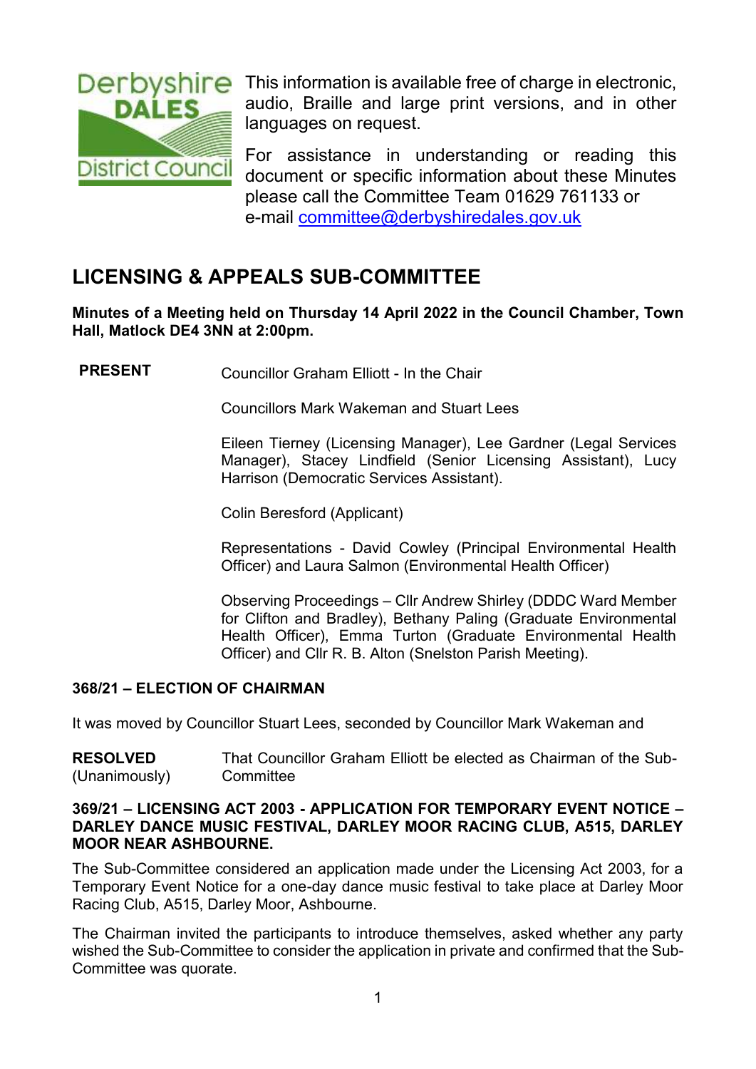This information is available free of charge in electronic, audio, Braille and large print versions, and in other languages on request.

For assistance in understanding or reading this document or specific information about these Minutes please call the Committee Team 01629 761133 or e-mail committee@derbyshiredales.gov.uk

# LICENSING & APPEALS SUB-COMMITTEE

**Minutes of a Meeting held on Thursday 14 April 2022 in the Council Chamber, Town Hall, Matlock DE4 3NN at 2:00pm.**

**PRESENT**

Councillor Graham Elliott - In the Chair

Councillors Mark Wakeman and Stuart Lees

Eileen Tierney (Licensing Manager), Lee Gardner (Legal Services Manager), Stacey Lindfield (Senior Licensing Assistant), Lucy Harrison (Democratic Services Assistant).

Colin Beresford (Applicant)

Representations - David Cowley (Principal Environmental Health Officer) and Laura Salmon (Environmental Health Officer)

Observing Proceedings – Cllr Andrew Shirley (DDDC Ward Member for Clifton and Bradley), Bethany Paling (Graduate Environmental Health Officer), Emma Turton (Graduate Environmental Health Officer) and Cllr R. B. Alton (Snelston Parish Meeting).

## 368/21 – ELECTION OF CHAIRMAN

It was moved by Councillor Stuart Lees, seconded by Councillor Mark Wakeman and

**RESOLVED** (Unanimously) That Councillor Graham Elliott be elected as Chairman of the Sub-Committee

## 369/21 – LICENSING ACT 2003 - APPLICATION FOR TEMPORARY EVENT NOTICE – DARLEY DANCE MUSIC FESTIVAL, DARLEY MOOR RACING CLUB, A515, DARLEY MOOR NEAR ASHBOURNE.

The Sub-Committee considered an application made under the Licensing Act 2003, for a Temporary Event Notice for a one-day dance music festival to take place at Darley Moor Racing Club, A515, Darley Moor, Ashbourne.

The Chairman invited the participants to introduce themselves, asked whether any party wished the Sub-Committee to consider the application in private and confirmed that the Sub-Committee was quorate.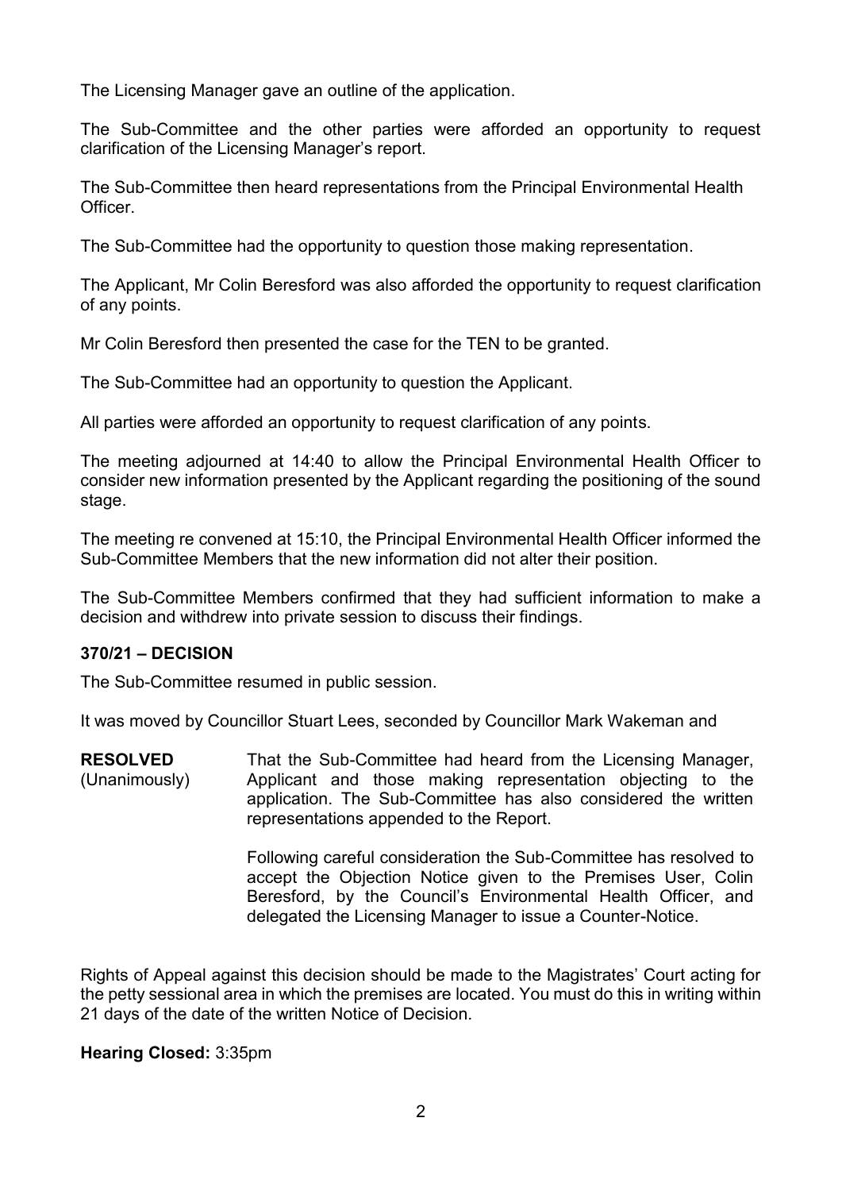The Licensing Manager gave an outline of the application.

The Sub-Committee and the other parties were afforded an opportunity to request clarification of the Licensing Manager's report.

The Sub-Committee then heard representations from the Principal Environmental Health Officer.

The Sub-Committee had the opportunity to question those making representation.

The Applicant, Mr Colin Beresford was also afforded the opportunity to request clarification of any points.

Mr Colin Beresford then presented the case for the TEN to be granted.

The Sub-Committee had an opportunity to question the Applicant.

All parties were afforded an opportunity to request clarification of any points.

The meeting adjourned at 14:40 to allow the Principal Environmental Health Officer to consider new information presented by the Applicant regarding the positioning of the sound stage.

The meeting re convened at 15:10, the Principal Environmental Health Officer informed the Sub-Committee Members that the new information did not alter their position.

The Sub-Committee Members confirmed that they had sufficient information to make a decision and withdrew into private session to discuss their findings.

### 370/21 – DECISION

The Sub-Committee resumed in public session.

It was moved by Councillor Stuart Lees, seconded by Councillor Mark Wakeman and

**RESOLVED** (Unanimously)

That the Sub-Committee had heard from the Licensing Manager, Applicant and those making representation objecting to the application. The Sub-Committee has also considered the written representations appended to the Report.

Following careful consideration the Sub-Committee has resolved to accept the Objection Notice given to the Premises User, Colin Beresford, by the Council's Environmental Health Officer, and delegated the Licensing Manager to issue a Counter-Notice.

Rights of Appeal against this decision should be made to the Magistrates' Court acting for the petty sessional area in which the premises are located. You must do this in writing within 21 days of the date of the written Notice of Decision.

**Hearing Closed:** 3:35pm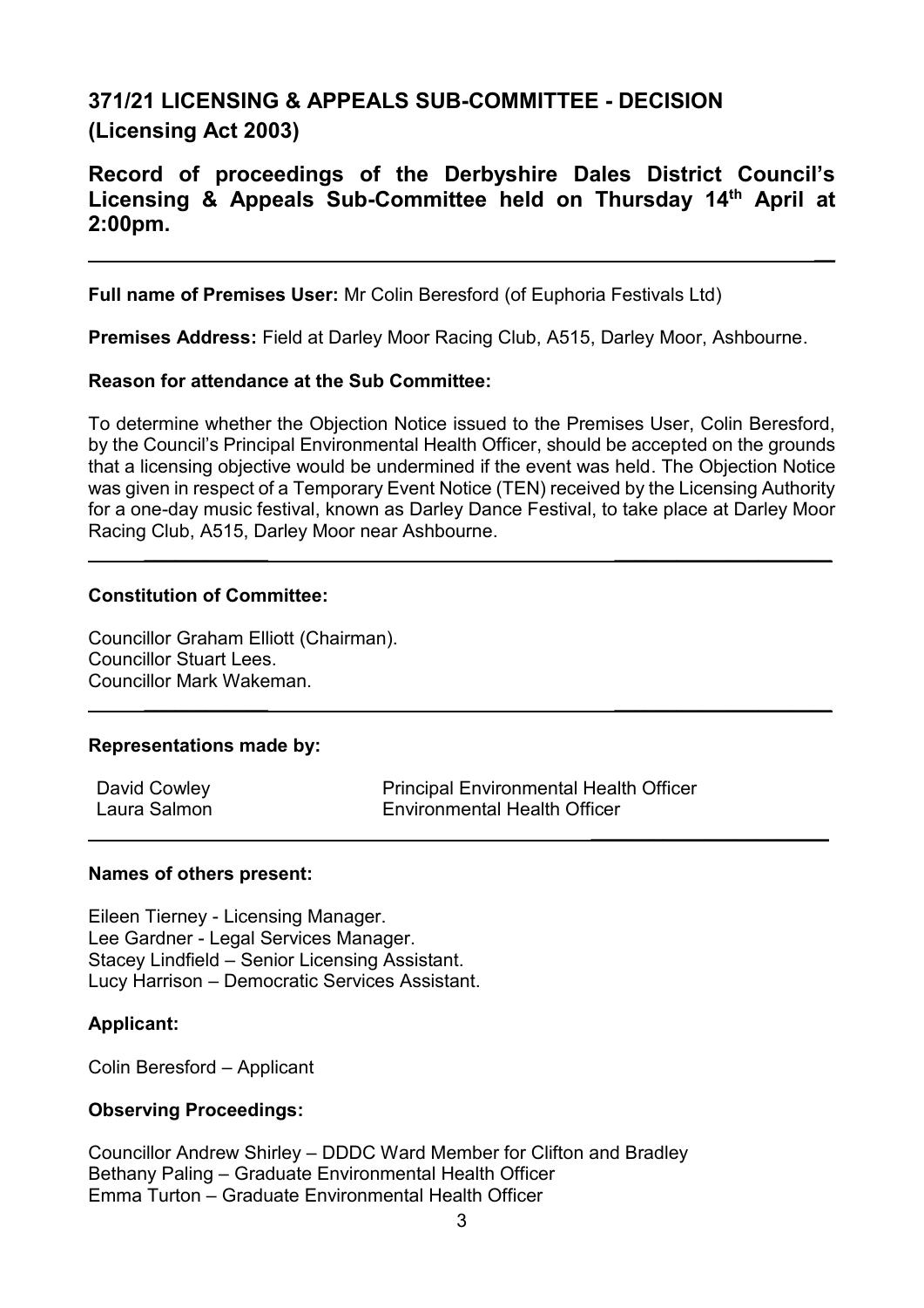# 371/21 LICENSING & APPEALS SUB-COMMITTEE - DECISION (Licensing Act 2003)

## Record of proceedings of the Derbyshire Dales District Council's Licensing & Appeals Sub-Committee held on Thursday 14th April at 2:00pm.

---

**Full name of Premises User:** Mr Colin Beresford (of Euphoria Festivals Ltd)

**Premises Address:** Field at Darley Moor Racing Club, A515, Darley Moor, Ashbourne.

**Reason for attendance at the Sub Committee:**

To determine whether the Objection Notice issued to the Premises User, Colin Beresford, by the Council's Principal Environmental Health Officer, should be accepted on the grounds that a licensing objective would be undermined if the event was held. The Objection Notice was given in respect of a Temporary Event Notice (TEN) received by the Licensing Authority for a one-day music festival, known as Darley Dance Festival, to take place at Darley Moor Racing Club, A515, Darley Moor near Ashbourne.

---

**Constitution of Committee:**

Councillor Graham Elliott (Chairman).
Councillor Stuart Lees.
Councillor Mark Wakeman.

---

**Representations made by:**

| | |
|---|---|
| David Cowley | Principal Environmental Health Officer |
| Laura Salmon | Environmental Health Officer |

---

**Names of others present:**

Eileen Tierney - Licensing Manager.
Lee Gardner - Legal Services Manager.
Stacey Lindfield – Senior Licensing Assistant.
Lucy Harrison – Democratic Services Assistant.

**Applicant:**

Colin Beresford – Applicant

**Observing Proceedings:**

Councillor Andrew Shirley – DDDC Ward Member for Clifton and Bradley
Bethany Paling – Graduate Environmental Health Officer
Emma Turton – Graduate Environmental Health Officer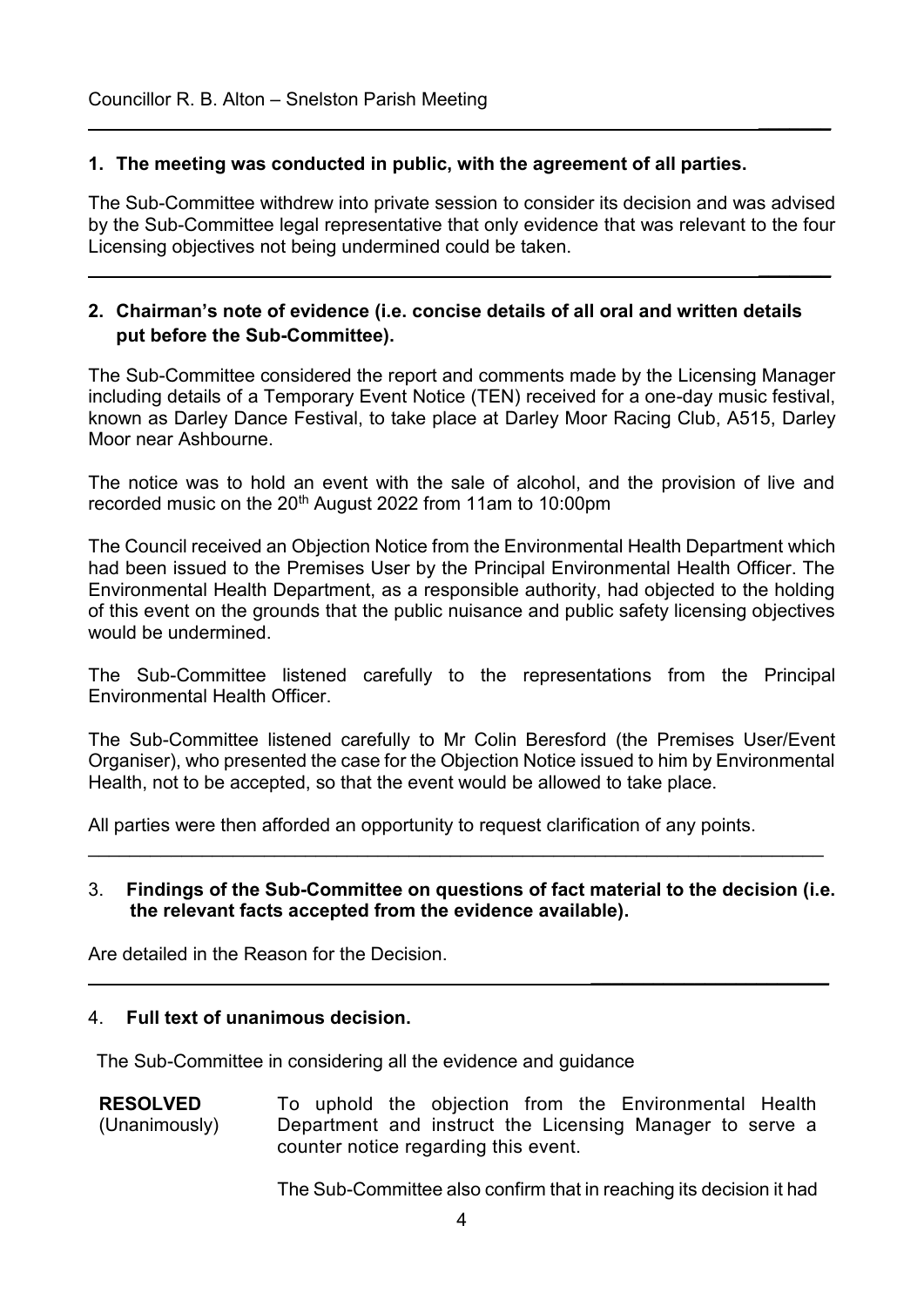Councillor R. B. Alton – Snelston Parish Meeting

---

**1. The meeting was conducted in public, with the agreement of all parties.**

The Sub-Committee withdrew into private session to consider its decision and was advised by the Sub-Committee legal representative that only evidence that was relevant to the four Licensing objectives not being undermined could be taken.

---

**2. Chairman's note of evidence (i.e. concise details of all oral and written details put before the Sub-Committee).**

The Sub-Committee considered the report and comments made by the Licensing Manager including details of a Temporary Event Notice (TEN) received for a one-day music festival, known as Darley Dance Festival, to take place at Darley Moor Racing Club, A515, Darley Moor near Ashbourne.

The notice was to hold an event with the sale of alcohol, and the provision of live and recorded music on the 20th August 2022 from 11am to 10:00pm

The Council received an Objection Notice from the Environmental Health Department which had been issued to the Premises User by the Principal Environmental Health Officer. The Environmental Health Department, as a responsible authority, had objected to the holding of this event on the grounds that the public nuisance and public safety licensing objectives would be undermined.

The Sub-Committee listened carefully to the representations from the Principal Environmental Health Officer.

The Sub-Committee listened carefully to Mr Colin Beresford (the Premises User/Event Organiser), who presented the case for the Objection Notice issued to him by Environmental Health, not to be accepted, so that the event would be allowed to take place.

All parties were then afforded an opportunity to request clarification of any points.

---

3. **Findings of the Sub-Committee on questions of fact material to the decision (i.e. the relevant facts accepted from the evidence available).**

Are detailed in the Reason for the Decision.

---

4. **Full text of unanimous decision.**

The Sub-Committee in considering all the evidence and guidance

**RESOLVED** (Unanimously) To uphold the objection from the Environmental Health Department and instruct the Licensing Manager to serve a counter notice regarding this event.

The Sub-Committee also confirm that in reaching its decision it had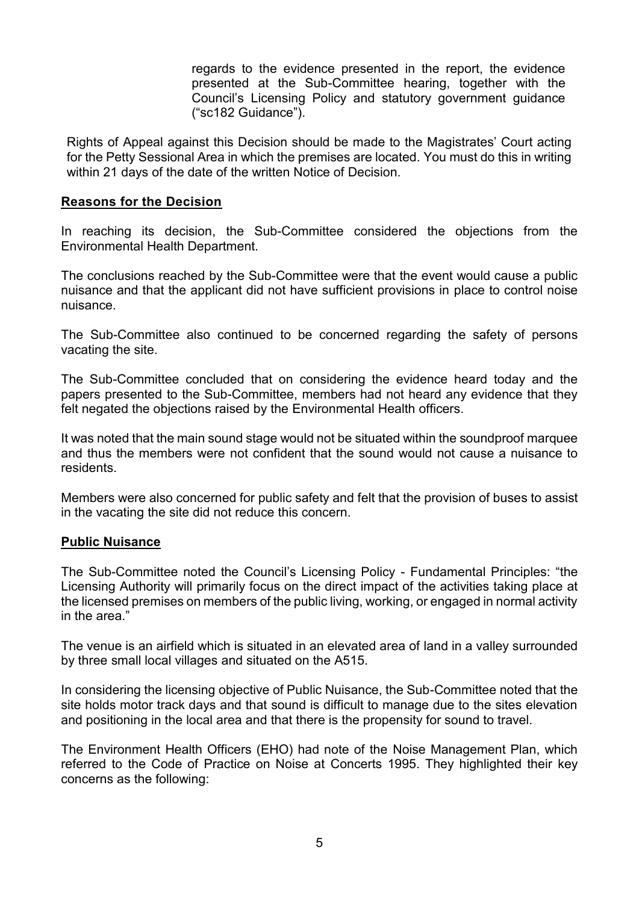regards to the evidence presented in the report, the evidence presented at the Sub-Committee hearing, together with the Council's Licensing Policy and statutory government guidance ("sc182 Guidance").

Rights of Appeal against this Decision should be made to the Magistrates' Court acting for the Petty Sessional Area in which the premises are located. You must do this in writing within 21 days of the date of the written Notice of Decision.

**Reasons for the Decision**

In reaching its decision, the Sub-Committee considered the objections from the Environmental Health Department.

The conclusions reached by the Sub-Committee were that the event would cause a public nuisance and that the applicant did not have sufficient provisions in place to control noise nuisance.

The Sub-Committee also continued to be concerned regarding the safety of persons vacating the site.

The Sub-Committee concluded that on considering the evidence heard today and the papers presented to the Sub-Committee, members had not heard any evidence that they felt negated the objections raised by the Environmental Health officers.

It was noted that the main sound stage would not be situated within the soundproof marquee and thus the members were not confident that the sound would not cause a nuisance to residents.

Members were also concerned for public safety and felt that the provision of buses to assist in the vacating the site did not reduce this concern.

**Public Nuisance**

The Sub-Committee noted the Council's Licensing Policy - Fundamental Principles: "the Licensing Authority will primarily focus on the direct impact of the activities taking place at the licensed premises on members of the public living, working, or engaged in normal activity in the area."

The venue is an airfield which is situated in an elevated area of land in a valley surrounded by three small local villages and situated on the A515.

In considering the licensing objective of Public Nuisance, the Sub-Committee noted that the site holds motor track days and that sound is difficult to manage due to the sites elevation and positioning in the local area and that there is the propensity for sound to travel.

The Environment Health Officers (EHO) had note of the Noise Management Plan, which referred to the Code of Practice on Noise at Concerts 1995. They highlighted their key concerns as the following: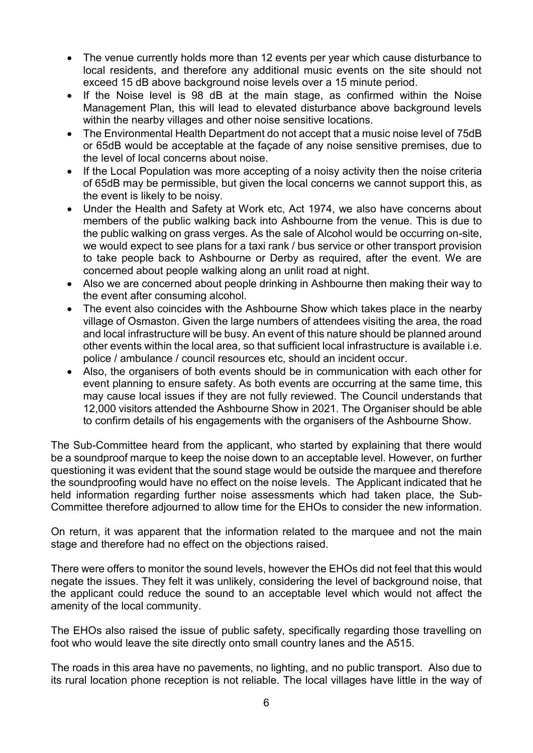- The venue currently holds more than 12 events per year which cause disturbance to local residents, and therefore any additional music events on the site should not exceed 15 dB above background noise levels over a 15 minute period.
- If the Noise level is 98 dB at the main stage, as confirmed within the Noise Management Plan, this will lead to elevated disturbance above background levels within the nearby villages and other noise sensitive locations.
- The Environmental Health Department do not accept that a music noise level of 75dB or 65dB would be acceptable at the façade of any noise sensitive premises, due to the level of local concerns about noise.
- If the Local Population was more accepting of a noisy activity then the noise criteria of 65dB may be permissible, but given the local concerns we cannot support this, as the event is likely to be noisy.
- Under the Health and Safety at Work etc, Act 1974, we also have concerns about members of the public walking back into Ashbourne from the venue. This is due to the public walking on grass verges. As the sale of Alcohol would be occurring on-site, we would expect to see plans for a taxi rank / bus service or other transport provision to take people back to Ashbourne or Derby as required, after the event. We are concerned about people walking along an unlit road at night.
- Also we are concerned about people drinking in Ashbourne then making their way to the event after consuming alcohol.
- The event also coincides with the Ashbourne Show which takes place in the nearby village of Osmaston. Given the large numbers of attendees visiting the area, the road and local infrastructure will be busy. An event of this nature should be planned around other events within the local area, so that sufficient local infrastructure is available i.e. police / ambulance / council resources etc, should an incident occur.
- Also, the organisers of both events should be in communication with each other for event planning to ensure safety. As both events are occurring at the same time, this may cause local issues if they are not fully reviewed. The Council understands that 12,000 visitors attended the Ashbourne Show in 2021. The Organiser should be able to confirm details of his engagements with the organisers of the Ashbourne Show.

The Sub-Committee heard from the applicant, who started by explaining that there would be a soundproof marque to keep the noise down to an acceptable level. However, on further questioning it was evident that the sound stage would be outside the marquee and therefore the soundproofing would have no effect on the noise levels. The Applicant indicated that he held information regarding further noise assessments which had taken place, the Sub-Committee therefore adjourned to allow time for the EHOs to consider the new information.

On return, it was apparent that the information related to the marquee and not the main stage and therefore had no effect on the objections raised.

There were offers to monitor the sound levels, however the EHOs did not feel that this would negate the issues. They felt it was unlikely, considering the level of background noise, that the applicant could reduce the sound to an acceptable level which would not affect the amenity of the local community.

The EHOs also raised the issue of public safety, specifically regarding those travelling on foot who would leave the site directly onto small country lanes and the A515.

The roads in this area have no pavements, no lighting, and no public transport. Also due to its rural location phone reception is not reliable. The local villages have little in the way of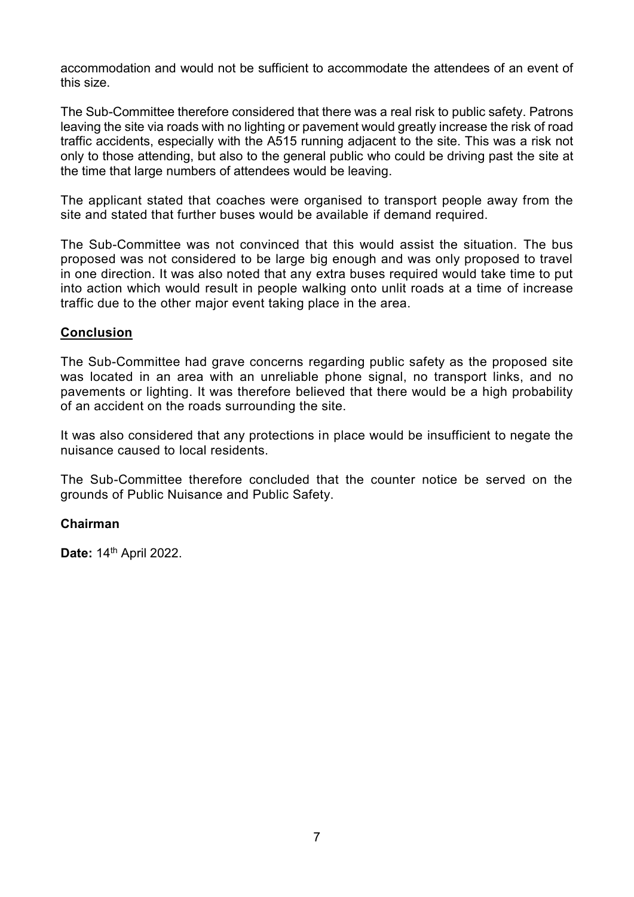accommodation and would not be sufficient to accommodate the attendees of an event of this size.

The Sub-Committee therefore considered that there was a real risk to public safety. Patrons leaving the site via roads with no lighting or pavement would greatly increase the risk of road traffic accidents, especially with the A515 running adjacent to the site. This was a risk not only to those attending, but also to the general public who could be driving past the site at the time that large numbers of attendees would be leaving.

The applicant stated that coaches were organised to transport people away from the site and stated that further buses would be available if demand required.

The Sub-Committee was not convinced that this would assist the situation. The bus proposed was not considered to be large big enough and was only proposed to travel in one direction. It was also noted that any extra buses required would take time to put into action which would result in people walking onto unlit roads at a time of increase traffic due to the other major event taking place in the area.

**Conclusion**

The Sub-Committee had grave concerns regarding public safety as the proposed site was located in an area with an unreliable phone signal, no transport links, and no pavements or lighting. It was therefore believed that there would be a high probability of an accident on the roads surrounding the site.

It was also considered that any protections in place would be insufficient to negate the nuisance caused to local residents.

The Sub-Committee therefore concluded that the counter notice be served on the grounds of Public Nuisance and Public Safety.

**Chairman**

**Date:** 14th April 2022.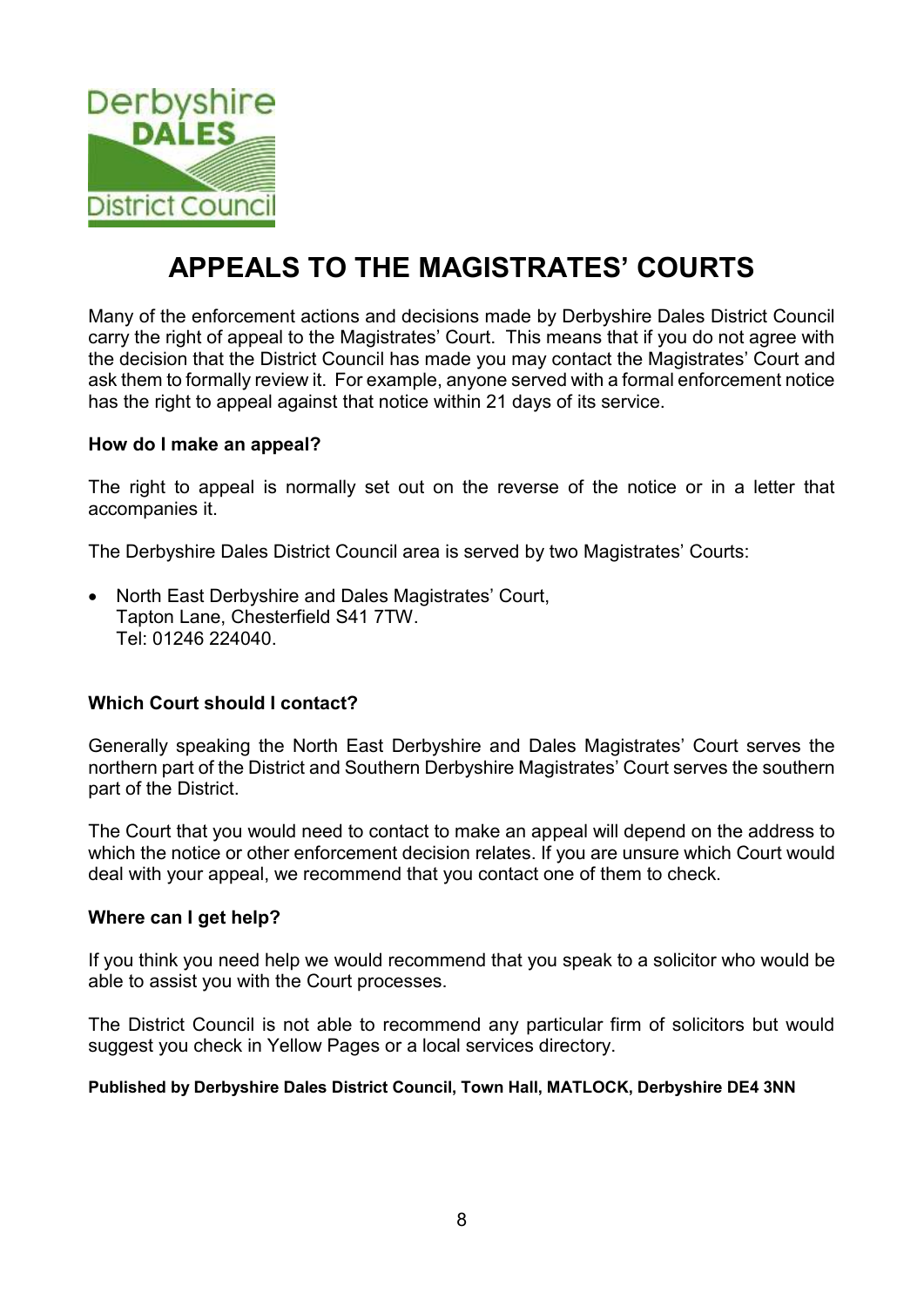Derbyshire DALES District Council

# APPEALS TO THE MAGISTRATES' COURTS

Many of the enforcement actions and decisions made by Derbyshire Dales District Council carry the right of appeal to the Magistrates' Court. This means that if you do not agree with the decision that the District Council has made you may contact the Magistrates' Court and ask them to formally review it. For example, anyone served with a formal enforcement notice has the right to appeal against that notice within 21 days of its service.

**How do I make an appeal?**

The right to appeal is normally set out on the reverse of the notice or in a letter that accompanies it.

The Derbyshire Dales District Council area is served by two Magistrates' Courts:

- North East Derbyshire and Dales Magistrates' Court,
  Tapton Lane, Chesterfield S41 7TW.
  Tel: 01246 224040.

**Which Court should I contact?**

Generally speaking the North East Derbyshire and Dales Magistrates' Court serves the northern part of the District and Southern Derbyshire Magistrates' Court serves the southern part of the District.

The Court that you would need to contact to make an appeal will depend on the address to which the notice or other enforcement decision relates. If you are unsure which Court would deal with your appeal, we recommend that you contact one of them to check.

**Where can I get help?**

If you think you need help we would recommend that you speak to a solicitor who would be able to assist you with the Court processes.

The District Council is not able to recommend any particular firm of solicitors but would suggest you check in Yellow Pages or a local services directory.

**Published by Derbyshire Dales District Council, Town Hall, MATLOCK, Derbyshire DE4 3NN**